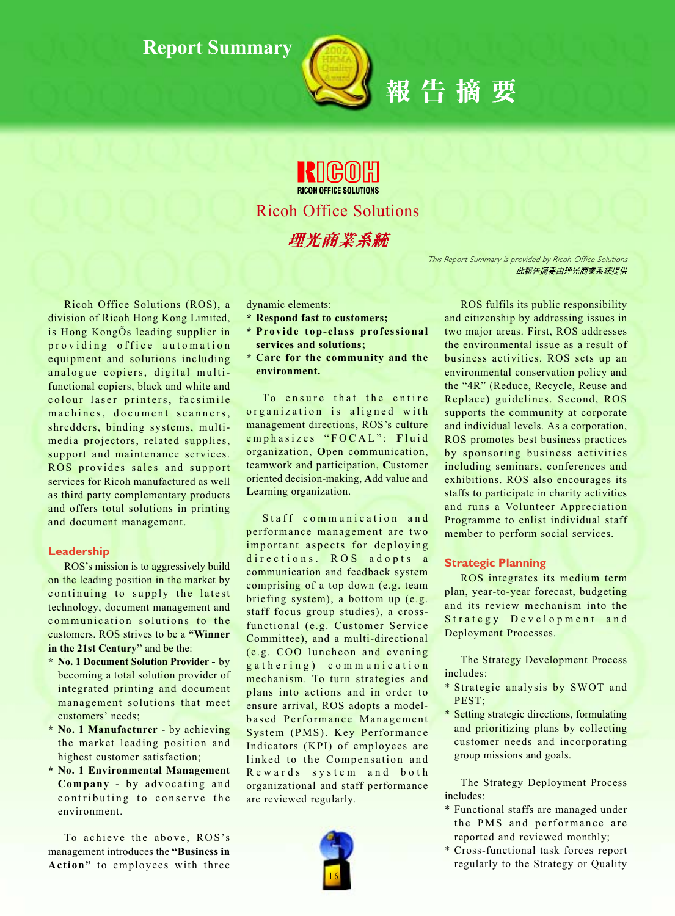# Report Summary 報告摘要

RICOH OFFICE SOLUTIONS

## Ricoh Office Solutions

## 理光商業系統

*This Report Summary is provided by Ricoh Office Solutions*
*此報告摘要由理光商業系統提供*

Ricoh Office Solutions (ROS), a division of Ricoh Hong Kong Limited, is Hong KongÕs leading supplier in providing office automation equipment and solutions including analogue copiers, digital multi-functional copiers, black and white and colour laser printers, facsimile machines, document scanners, shredders, binding systems, multi-media projectors, related supplies, support and maintenance services. ROS provides sales and support services for Ricoh manufactured as well as third party complementary products and offers total solutions in printing and document management.

### Leadership

ROS's mission is to aggressively build on the leading position in the market by continuing to supply the latest technology, document management and communication solutions to the customers. ROS strives to be a **"Winner in the 21st Century"** and be the:

* **No. 1 Document Solution Provider -** by becoming a total solution provider of integrated printing and document management solutions that meet customers' needs;
* **No. 1 Manufacturer** - by achieving the market leading position and highest customer satisfaction;
* **No. 1 Environmental Management Company** - by advocating and contributing to conserve the environment.

To achieve the above, ROS's management introduces the **"Business in Action"** to employees with three dynamic elements:

* **Respond fast to customers;**
* **Provide top-class professional services and solutions;**
* **Care for the community and the environment.**

To ensure that the entire organization is aligned with management directions, ROS's culture emphasizes "FOCAL": **F**luid organization, **O**pen communication, teamwork and participation, **C**ustomer oriented decision-making, **A**dd value and **L**earning organization.

Staff communication and performance management are two important aspects for deploying directions. ROS adopts a communication and feedback system comprising of a top down (e.g. team briefing system), a bottom up (e.g. staff focus group studies), a cross-functional (e.g. Customer Service Committee), and a multi-directional (e.g. COO luncheon and evening gathering) communication mechanism. To turn strategies and plans into actions and in order to ensure arrival, ROS adopts a model-based Performance Management System (PMS). Key Performance Indicators (KPI) of employees are linked to the Compensation and Rewards system and both organizational and staff performance are reviewed regularly.

ROS fulfils its public responsibility and citizenship by addressing issues in two major areas. First, ROS addresses the environmental issue as a result of business activities. ROS sets up an environmental conservation policy and the "4R" (Reduce, Recycle, Reuse and Replace) guidelines. Second, ROS supports the community at corporate and individual levels. As a corporation, ROS promotes best business practices by sponsoring business activities including seminars, conferences and exhibitions. ROS also encourages its staffs to participate in charity activities and runs a Volunteer Appreciation Programme to enlist individual staff member to perform social services.

### Strategic Planning

ROS integrates its medium term plan, year-to-year forecast, budgeting and its review mechanism into the Strategy Development and Deployment Processes.

The Strategy Development Process includes:

* Strategic analysis by SWOT and PEST;
* Setting strategic directions, formulating and prioritizing plans by collecting customer needs and incorporating group missions and goals.

The Strategy Deployment Process includes:

* Functional staffs are managed under the PMS and performance are reported and reviewed monthly;
* Cross-functional task forces report regularly to the Strategy or Quality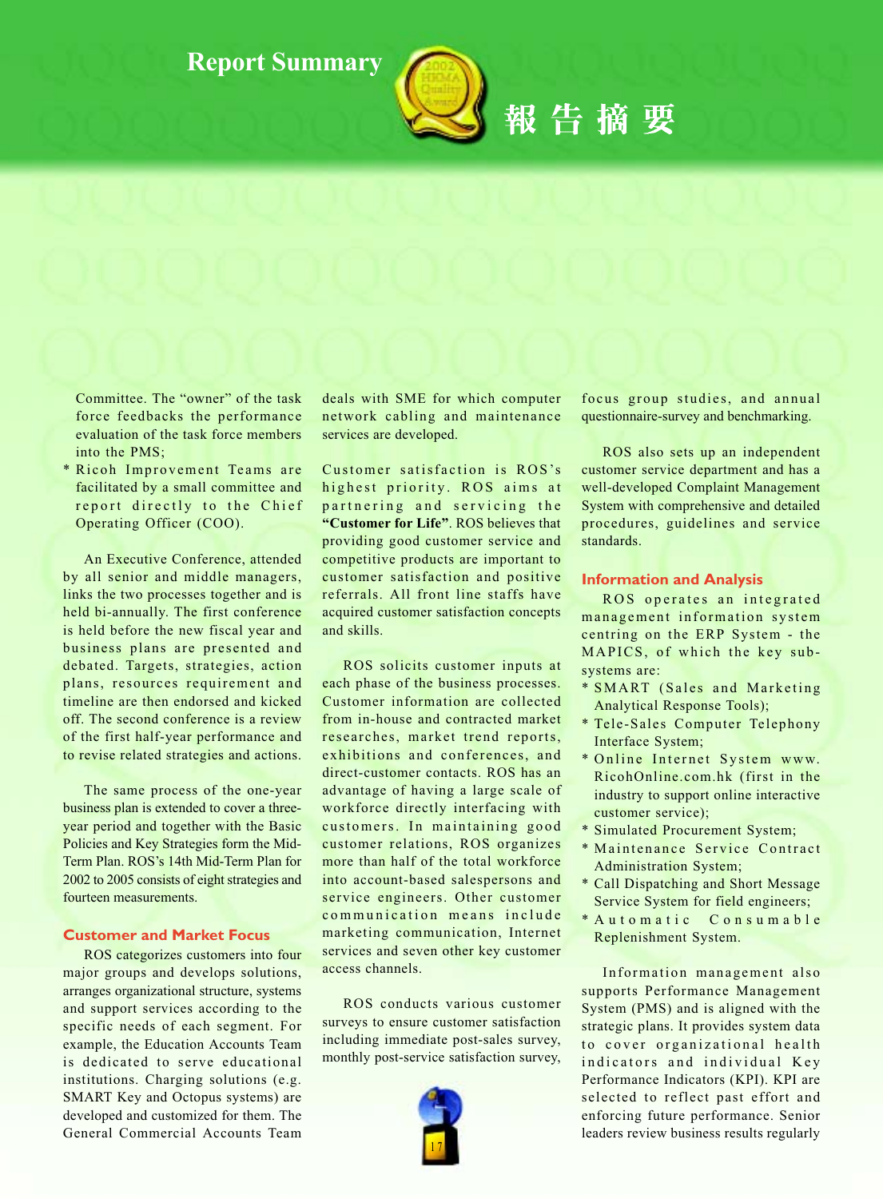# Report Summary

# 報告摘要

Committee. The "owner" of the task force feedbacks the performance evaluation of the task force members into the PMS;

* Ricoh Improvement Teams are facilitated by a small committee and report directly to the Chief Operating Officer (COO).

An Executive Conference, attended by all senior and middle managers, links the two processes together and is held bi-annually. The first conference is held before the new fiscal year and business plans are presented and debated. Targets, strategies, action plans, resources requirement and timeline are then endorsed and kicked off. The second conference is a review of the first half-year performance and to revise related strategies and actions.

The same process of the one-year business plan is extended to cover a three-year period and together with the Basic Policies and Key Strategies form the Mid-Term Plan. ROS's 14th Mid-Term Plan for 2002 to 2005 consists of eight strategies and fourteen measurements.

## Customer and Market Focus

ROS categorizes customers into four major groups and develops solutions, arranges organizational structure, systems and support services according to the specific needs of each segment. For example, the Education Accounts Team is dedicated to serve educational institutions. Charging solutions (e.g. SMART Key and Octopus systems) are developed and customized for them. The General Commercial Accounts Team deals with SME for which computer network cabling and maintenance services are developed.

Customer satisfaction is ROS's highest priority. ROS aims at partnering and servicing the **"Customer for Life"**. ROS believes that providing good customer service and competitive products are important to customer satisfaction and positive referrals. All front line staffs have acquired customer satisfaction concepts and skills.

ROS solicits customer inputs at each phase of the business processes. Customer information are collected from in-house and contracted market researches, market trend reports, exhibitions and conferences, and direct-customer contacts. ROS has an advantage of having a large scale of workforce directly interfacing with customers. In maintaining good customer relations, ROS organizes more than half of the total workforce into account-based salespersons and service engineers. Other customer communication means include marketing communication, Internet services and seven other key customer access channels.

ROS conducts various customer surveys to ensure customer satisfaction including immediate post-sales survey, monthly post-service satisfaction survey, focus group studies, and annual questionnaire-survey and benchmarking.

ROS also sets up an independent customer service department and has a well-developed Complaint Management System with comprehensive and detailed procedures, guidelines and service standards.

## Information and Analysis

ROS operates an integrated management information system centring on the ERP System - the MAPICS, of which the key sub-systems are:

* SMART (Sales and Marketing Analytical Response Tools);
* Tele-Sales Computer Telephony Interface System;
* Online Internet System www.RicohOnline.com.hk (first in the industry to support online interactive customer service);
* Simulated Procurement System;
* Maintenance Service Contract Administration System;
* Call Dispatching and Short Message Service System for field engineers;
* Automatic Consumable Replenishment System.

Information management also supports Performance Management System (PMS) and is aligned with the strategic plans. It provides system data to cover organizational health indicators and individual Key Performance Indicators (KPI). KPI are selected to reflect past effort and enforcing future performance. Senior leaders review business results regularly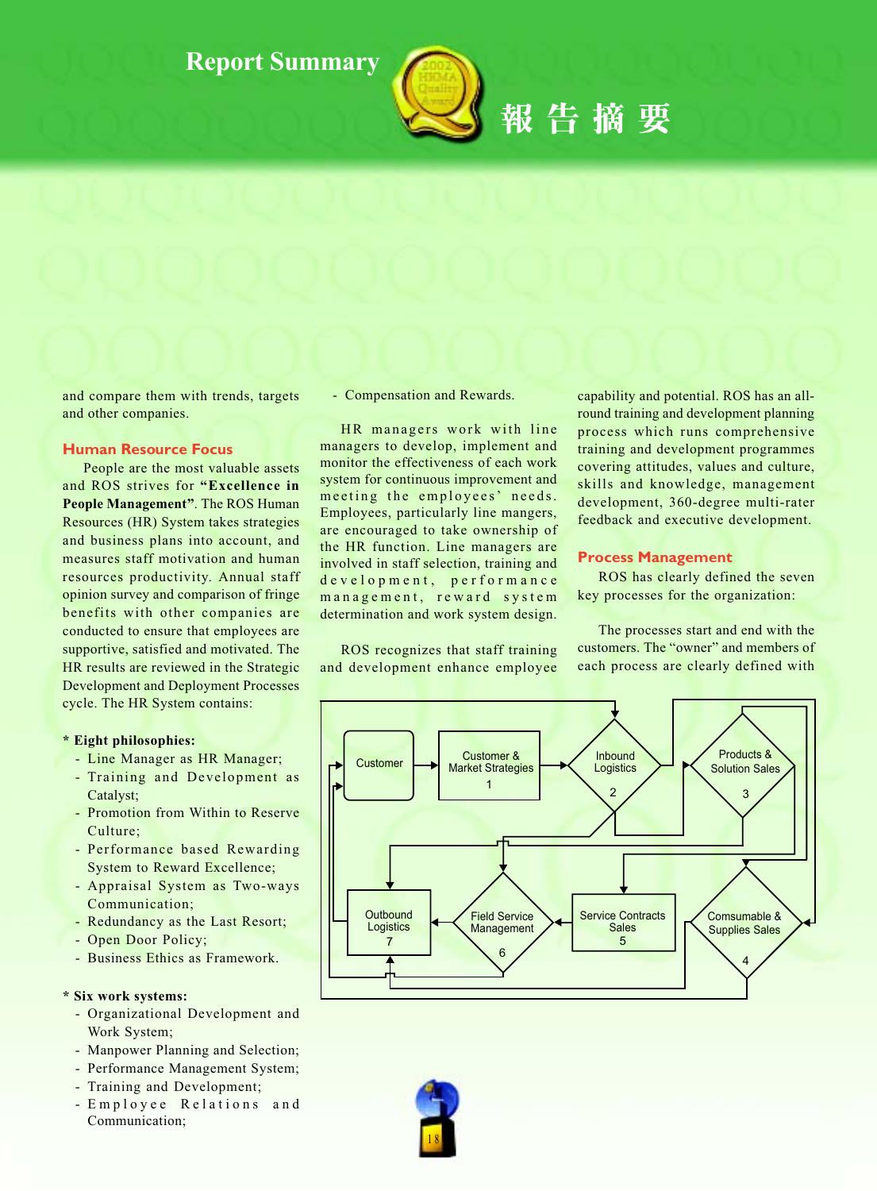# Report Summary

# 報告摘要

and compare them with trends, targets and other companies.

## Human Resource Focus

People are the most valuable assets and ROS strives for **"Excellence in People Management"**. The ROS Human Resources (HR) System takes strategies and business plans into account, and measures staff motivation and human resources productivity. Annual staff opinion survey and comparison of fringe benefits with other companies are conducted to ensure that employees are supportive, satisfied and motivated. The HR results are reviewed in the Strategic Development and Deployment Processes cycle. The HR System contains:

**\* Eight philosophies:**

- Line Manager as HR Manager;
- Training and Development as Catalyst;
- Promotion from Within to Reserve Culture;
- Performance based Rewarding System to Reward Excellence;
- Appraisal System as Two-ways Communication;
- Redundancy as the Last Resort;
- Open Door Policy;
- Business Ethics as Framework.

**\* Six work systems:**

- Organizational Development and Work System;
- Manpower Planning and Selection;
- Performance Management System;
- Training and Development;
- Employee Relations and Communication;
- Compensation and Rewards.

HR managers work with line managers to develop, implement and monitor the effectiveness of each work system for continuous improvement and meeting the employees' needs. Employees, particularly line mangers, are encouraged to take ownership of the HR function. Line managers are involved in staff selection, training and development, performance management, reward system determination and work system design.

ROS recognizes that staff training and development enhance employee capability and potential. ROS has an all-round training and development planning process which runs comprehensive training and development programmes covering attitudes, values and culture, skills and knowledge, management development, 360-degree multi-rater feedback and executive development.

## Process Management

ROS has clearly defined the seven key processes for the organization:

The processes start and end with the customers. The "owner" and members of each process are clearly defined with

Customer → Customer & Market Strategies (1) → Inbound Logistics (2) → Products & Solution Sales (3) / Comsumable & Supplies Sales (4) / Service Contracts Sales (5) → Field Service Management (6) → Outbound Logistics (7) → Customer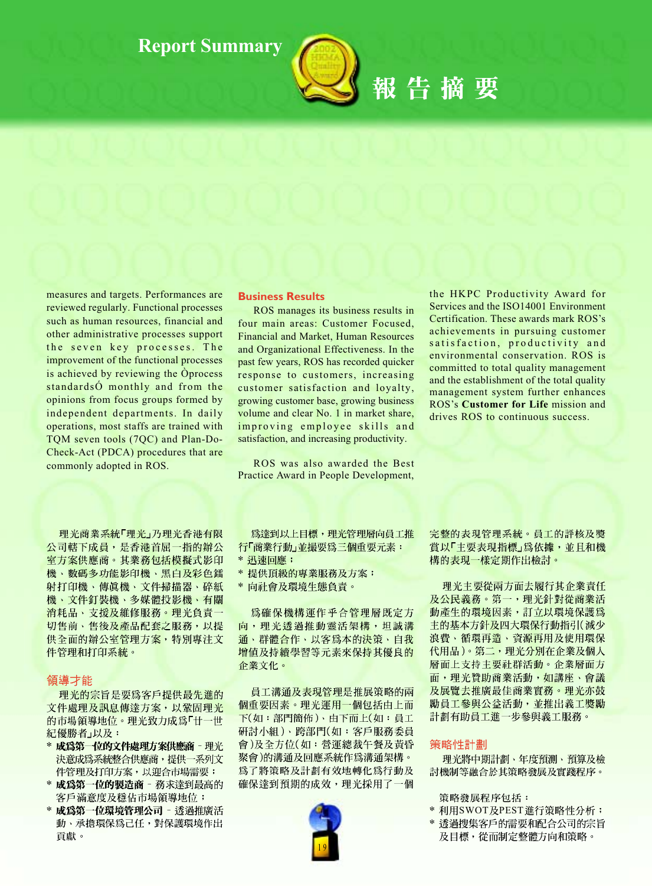# Report Summary

# 報告摘要

measures and targets. Performances are reviewed regularly. Functional processes such as human resources, financial and other administrative processes support the seven key processes. The improvement of the functional processes is achieved by reviewing the Òprocess standardsÓ monthly and from the opinions from focus groups formed by independent departments. In daily operations, most staffs are trained with TQM seven tools (7QC) and Plan-Do-Check-Act (PDCA) procedures that are commonly adopted in ROS.

## Business Results

ROS manages its business results in four main areas: Customer Focused, Financial and Market, Human Resources and Organizational Effectiveness. In the past few years, ROS has recorded quicker response to customers, increasing customer satisfaction and loyalty, growing customer base, growing business volume and clear No. 1 in market share, improving employee skills and satisfaction, and increasing productivity.

ROS was also awarded the Best Practice Award in People Development, the HKPC Productivity Award for Services and the ISO14001 Environment Certification. These awards mark ROS's achievements in pursuing customer satisfaction, productivity and environmental conservation. ROS is committed to total quality management and the establishment of the total quality management system further enhances ROS's **Customer for Life** mission and drives ROS to continuous success.

理光商業系統「理光」乃理光香港有限公司轄下成員，是香港首屈一指的辦公室方案供應商。其業務包括模擬式影印機、數碼多功能影印機、黑白及彩色鐳射打印機、傳真機、文件掃描器、碎紙機、文件釘裝機、多媒體投影機、有關消耗品、支援及維修服務。理光負責一切售前、售後及產品配套之服務，以提供全面的辦公室管理方案，特別專注文件管理和打印系統。

## 領導才能

理光的宗旨是要爲客戶提供最先進的文件處理及訊息傳達方案，以鞏固理光的市場領導地位。理光致力成爲「廿一世紀優勝者」以及：

* **成爲第一位的文件處理方案供應商** - 理光決意成爲系統整合供應商，提供一系列文件管理及打印方案，以迎合市場需要；
* **成爲第一位的製造商** - 務求達到最高的客戶滿意度及穩佔市場領導地位；
* **成爲第一位環境管理公司** - 透過推廣活動、承擔環保爲己任，對保護環境作出貢獻。

爲達到以上目標，理光管理層向員工推行「商業行動」並撮要爲三個重要元素：

* 迅速回應；
* 提供頂級的專業服務及方案；
* 向社會及環境生態負責。

爲確保機構運作乎合管理層既定方向，理光透過推動靈活架構，坦誠溝通、群體合作，以客爲本的決策，自我增值及持續學習等元素來保持其優良的企業文化。

員工溝通及表現管理是推展策略的兩個重要因素。理光運用一個包括由上而下(如：部門簡佈)、由下而上(如：員工研討小組)、跨部門(如：客戶服務委員會)及全方位(如：營運總裁午餐及黃昏聚會)的溝通及回應系統作爲溝通架構。爲了將策略及計劃有效地轉化爲行動及確保達到預期的成效，理光採用了一個完整的表現管理系統。員工的評核及獎賞以「主要表現指標」爲依據，並且和機構的表現一樣定期作出檢討。

理光主要從兩方面去履行其企業責任及公民義務。第一，理光針對從商業活動產生的環境因素，訂立以環境保護爲主的基本方針及四大環保行動指引(減少浪費、循環再造、資源再用及使用環保代用品)。第二，理光分別在企業及個人層面上支持主要社群活動。企業層面方面，理光贊助商業活動，如講座、會議及展覽去推廣最佳商業實務。理光亦鼓勵員工參與公益活動，並推出義工獎勵計劃有助員工進一步參與義工服務。

## 策略性計劃

理光將中期計劃、年度預測、預算及檢討機制等融合於其策略發展及實踐程序。

策略發展程序包括：

* 利用SWOT及PEST進行策略性分析；
* 透過搜集客戶的需要和配合公司的宗旨及目標，從而制定整體方向和策略。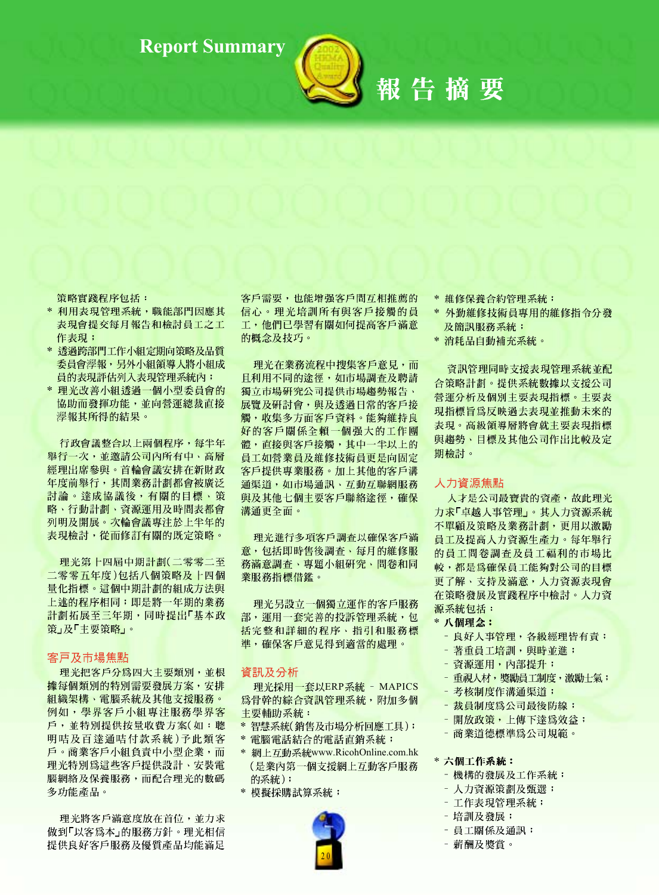# Report Summary

# 報告摘要

策略實踐程序包括：

* 利用表現管理系統，職能部門因應其表現會提交每月報告和檢討員工之工作表現；
* 透過跨部門工作小組定期向策略及品質委員會滙報，另外小組領導人將小組成員的表現評估列入表現管理系統內；
* 理光改善小組透過一個小型委員會的協助而發揮功能，並向營運總裁直接滙報其所得的結果。

行政會議整合以上兩個程序，每半年舉行一次，並邀請公司內所有中、高層經理出席參與。首輪會議安排在新財政年度前舉行，其間業務計劃都會被廣泛討論。達成協議後，有關的目標、策略、行動計劃、資源運用及時間表都會列明及開展。次輪會議專注於上半年的表現檢討，從而修訂有關的既定策略。

理光第十四屆中期計劃（二零零二至二零零五年度）包括八個策略及十四個量化指標。這個中期計劃的組成方法與上述的程序相同；即是將一年期的業務計劃拓展至三年期，同時提出「基本政策」及「主要策略」。

## 客戶及市場焦點

理光把客戶分為四大主要類別，並根據每個類別的特別需要發展方案，安排組織架構、電腦系統及其他支援服務。例如，學界客戶小組專注服務學界客戶，並特別提供按量收費方案（如：聰明咕及百達通咕付款系統）予此類客戶。商業客戶小組負責中小型企業，而理光特別為這些客戶提供設計、安裝電腦網絡及保養服務，而配合理光的數碼多功能產品。

理光將客戶滿意度放在首位，並力求做到「以客為本」的服務方針。理光相信提供良好客戶服務及優質產品均能滿足客戶需要，也能增強客戶間互相推薦的信心。理光培訓所有與客戶接觸的員工，他們已學習有關如何提高客戶滿意的概念及技巧。

理光在業務流程中搜集客戶意見，而且利用不同的途徑，如市場調查及聘請獨立市場研究公司提供市場趨勢報告、展覽及研討會，與及透過日常的客戶接觸，收集多方面客戶資料。能夠維持良好的客戶關係全賴一個強大的工作團體，直接與客戶接觸，其中一半以上的員工如營業員及維修技術員更是向固定客戶提供專業服務。加上其他的客戶溝通渠道，如市場通訊、互動互聯網服務與及其他七個主要客戶聯絡途徑，確保溝通更全面。

理光進行多項客戶調查以確保客戶滿意，包括即時售後調查、每月的維修服務滿意調查、專題小組研究、問卷和同業服務指標借鑑。

理光另設立一個獨立運作的客戶服務部，運用一套完善的投訴管理系統，包括完整和詳細的程序、指引和服務標準，確保客戶意見得到適當的處理。

## 資訊及分析

理光採用一套以ERP系統 – MAPICS為骨幹的綜合資訊管理系統，附加多個主要輔助系統：

* 智慧系統（銷售及市場分析回應工具）；
* 電腦電話結合的電話直銷系統；
* 網上互動系統www.RicohOnline.com.hk（是業內第一個支援網上互動客戶服務的系統）；
* 模擬採購試算系統；
* 維修保養合約管理系統；
* 外勤維修技術員專用的維修指令分發及簡訊服務系統；
* 消耗品自動補充系統。

資訊管理同時支援表現管理系統並配合策略計劃。提供系統數據以支援公司營運分析及個別主要表現指標。主要表現指標旨為反映過去表現並推動未來的表現。高級領導層將會就主要表現指標與趨勢、目標及其他公司作出比較及定期檢討。

## 人力資源焦點

人才是公司最寶貴的資產，故此理光力求「卓越人事管理」。其人力資源系統不單顧及策略及業務計劃，更用以激勵員工及提高人力資源生產力。每年舉行的員工問卷調查及員工福利的市場比較，都是為確保員工能夠對公司的目標更了解、支持及滿意，人力資源表現會在策略發展及實踐程序中檢討。人力資源系統包括：

**\* 八個理念：**

- 良好人事管理，各級經理皆有責；
- 著重員工培訓，與時並進；
- 資源運用，內部提升；
- 重視人材，獎勵員工制度，激勵士氣；
- 考核制度作溝通渠道；
- 裁員制度為公司最後防線；
- 開放政策，上傳下達為效益；
- 商業道德標準為公司規範。

**\* 六個工作系統：**

- 機構的發展及工作系統；
- 人力資源策劃及甄選；
- 工作表現管理系統；
- 培訓及發展；
- 員工關係及通訊；
- 薪酬及獎賞。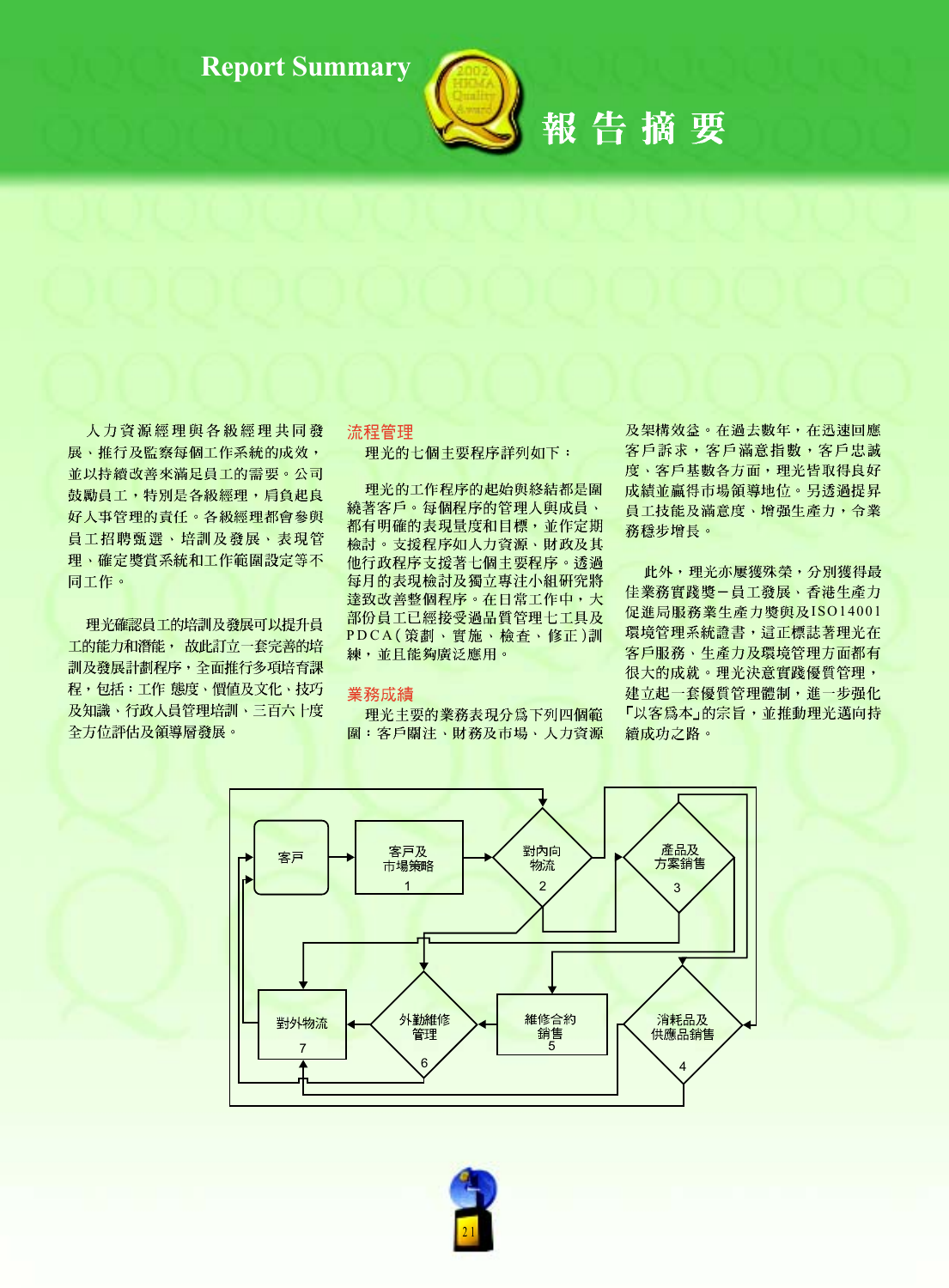# Report Summary

# 報告摘要

人力資源經理與各級經理共同發展、推行及監察每個工作系統的成效，並以持續改善來滿足員工的需要。公司鼓勵員工，特別是各級經理，肩負起良好人事管理的責任。各級經理都會參與員工招聘甄選、培訓及發展、表現管理、確定獎賞系統和工作範圍設定等不同工作。

理光確認員工的培訓及發展可以提升員工的能力和潛能， 故此訂立一套完善的培訓及發展計劃程序，全面推行多項培育課程，包括：工作 態度、價值及文化、技巧及知識、行政人員管理培訓、三百六十度全方位評估及領導層發展。

## 流程管理

理光的七個主要程序詳列如下：

理光的工作程序的起始與終結都是圍繞著客戶。每個程序的管理人與成員、都有明確的表現量度和目標，並作定期檢討。支援程序如人力資源、財政及其他行政程序支援著七個主要程序。透過每月的表現檢討及獨立專注小組研究將達致改善整個程序。在日常工作中，大部份員工已經接受過品質管理七工具及PDCA(策劃、實施、檢查、修正)訓練，並且能夠廣泛應用。

## 業務成績

理光主要的業務表現分為下列四個範圍：客戶關注、財務及市場、人力資源及架構效益。在過去數年，在迅速回應客戶訴求，客戶滿意指數，客戶忠誠度、客戶基數各方面，理光皆取得良好成績並贏得市場領導地位。另透過提昇員工技能及滿意度、增强生產力，令業務穩步增長。

此外，理光亦屢獲殊榮，分別獲得最佳業務實踐獎－員工發展、香港生產力促進局服務業生產力獎與及ISO14001環境管理系統證書，這正標誌著理光在客戶服務、生產力及環境管理方面都有很大的成就。理光決意實踐優質管理，建立起一套優質管理體制，進一步强化「以客為本」的宗旨，並推動理光邁向持續成功之路。

客戶

客戶及市場策略 1

對內向物流 2

產品及方案銷售 3

消耗品及供應品銷售 4

維修合約銷售 5

外勤維修管理 6

對外物流 7